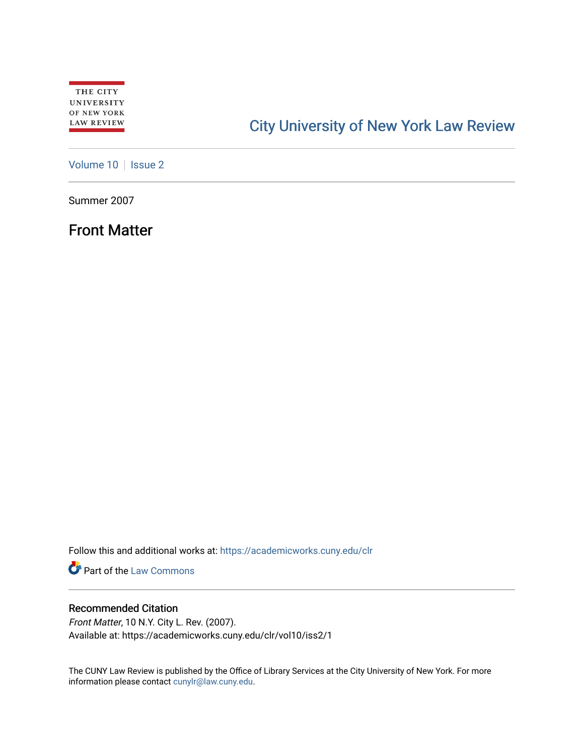THE CITY UNIVERSITY OF NEW YORK LAW REVIEW

City University of New York Law Review

Volume 10 | Issue 2

Summer 2007

# Front Matter

Follow this and additional works at: https://academicworks.cuny.edu/clr

Part of the Law Commons

### Recommended Citation

*Front Matter*, 10 N.Y. City L. Rev. (2007).
Available at: https://academicworks.cuny.edu/clr/vol10/iss2/1

The CUNY Law Review is published by the Office of Library Services at the City University of New York. For more information please contact cunylr@law.cuny.edu.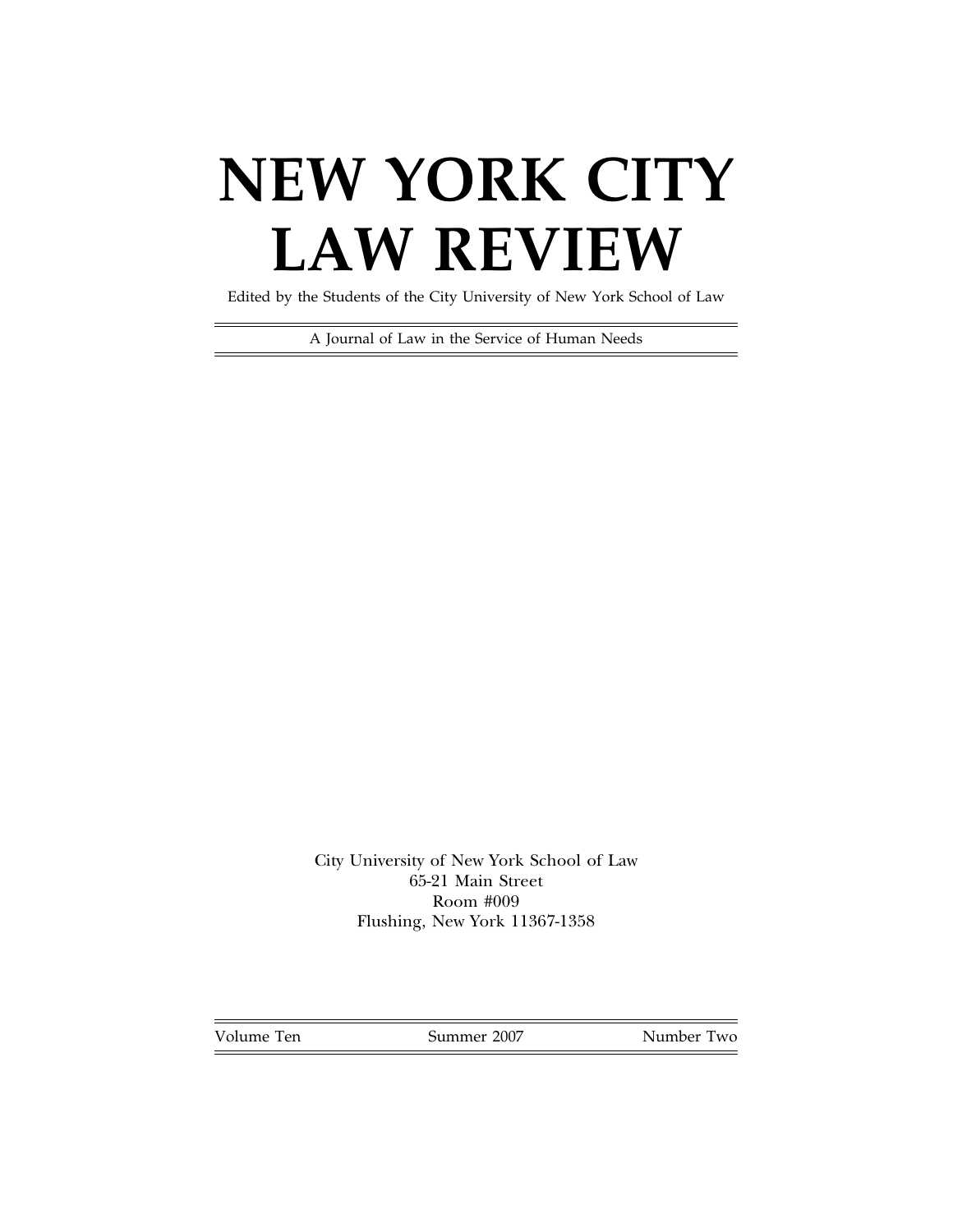# NEW YORK CITY LAW REVIEW

Edited by the Students of the City University of New York School of Law

A Journal of Law in the Service of Human Needs

City University of New York School of Law
65-21 Main Street
Room #009
Flushing, New York 11367-1358

| Volume Ten | Summer 2007 | Number Two |
|---|---|---|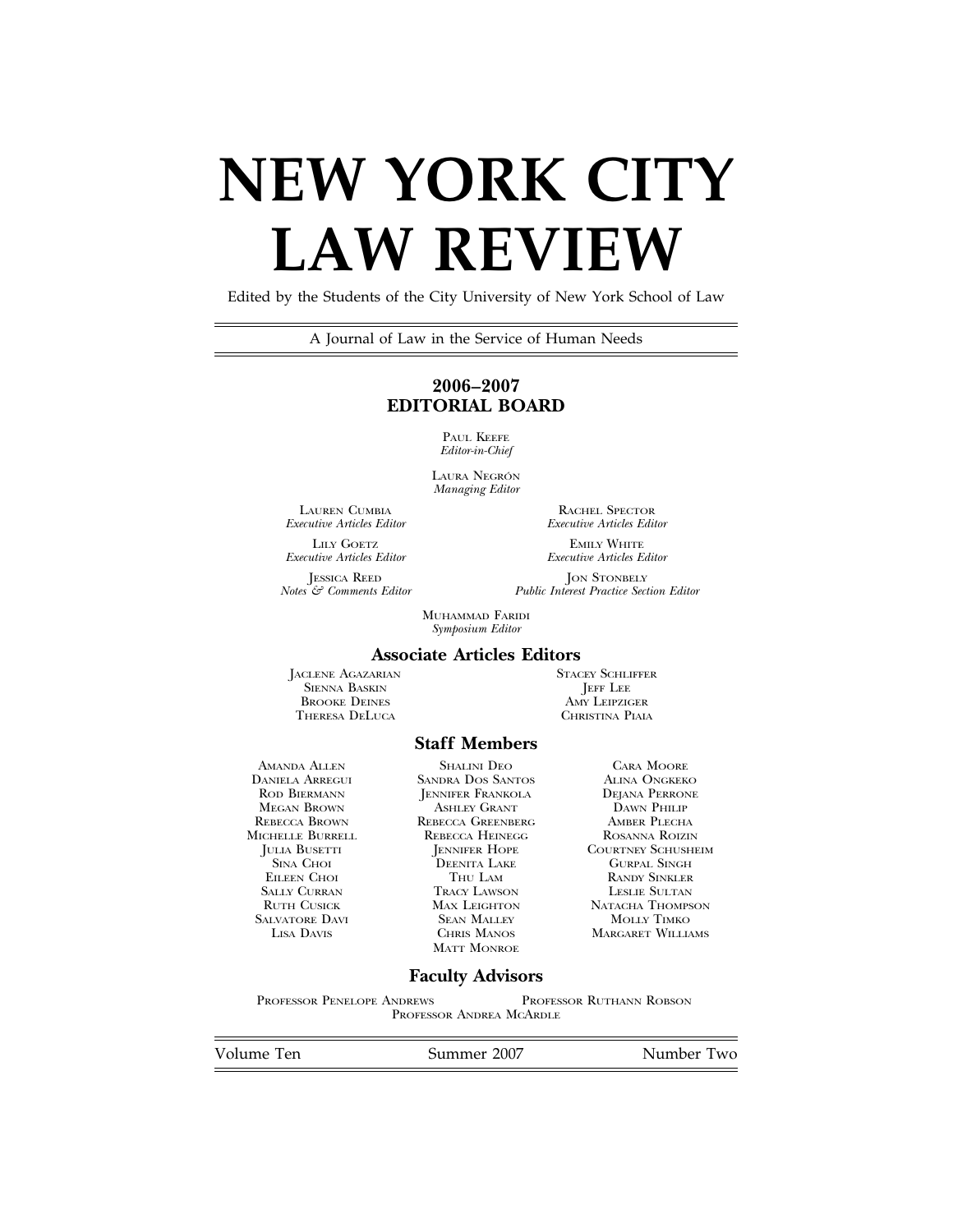# NEW YORK CITY LAW REVIEW

Edited by the Students of the City University of New York School of Law

A Journal of Law in the Service of Human Needs

## 2006–2007 EDITORIAL BOARD

Paul Keefe
*Editor-in-Chief*

Laura Negrón
*Managing Editor*

Lauren Cumbia
*Executive Articles Editor*

Rachel Spector
*Executive Articles Editor*

Lily Goetz
*Executive Articles Editor*

Emily White
*Executive Articles Editor*

Jessica Reed
*Notes & Comments Editor*

Jon Stonbely
*Public Interest Practice Section Editor*

Muhammad Faridi
*Symposium Editor*

### Associate Articles Editors

Jaclene Agazarian
Sienna Baskin
Brooke Deines
Theresa DeLuca
Stacey Schliffer
Jeff Lee
Amy Leipziger
Christina Piaia

### Staff Members

Amanda Allen
Daniela Arregui
Rod Biermann
Megan Brown
Rebecca Brown
Michelle Burrell
Julia Busetti
Sina Choi
Eileen Choi
Sally Curran
Ruth Cusick
Salvatore Davi
Lisa Davis
Shalini Deo
Sandra Dos Santos
Jennifer Frankola
Ashley Grant
Rebecca Greenberg
Rebecca Heinegg
Jennifer Hope
Deenita Lake
Thu Lam
Tracy Lawson
Max Leighton
Sean Malley
Chris Manos
Matt Monroe
Cara Moore
Alina Ongkeko
Dejana Perrone
Dawn Philip
Amber Plecha
Rosanna Roizin
Courtney Schusheim
Gurpal Singh
Randy Sinkler
Leslie Sultan
Natacha Thompson
Molly Timko
Margaret Williams

### Faculty Advisors

Professor Penelope Andrews
Professor Ruthann Robson
Professor Andrea McArdle

Volume Ten — Summer 2007 — Number Two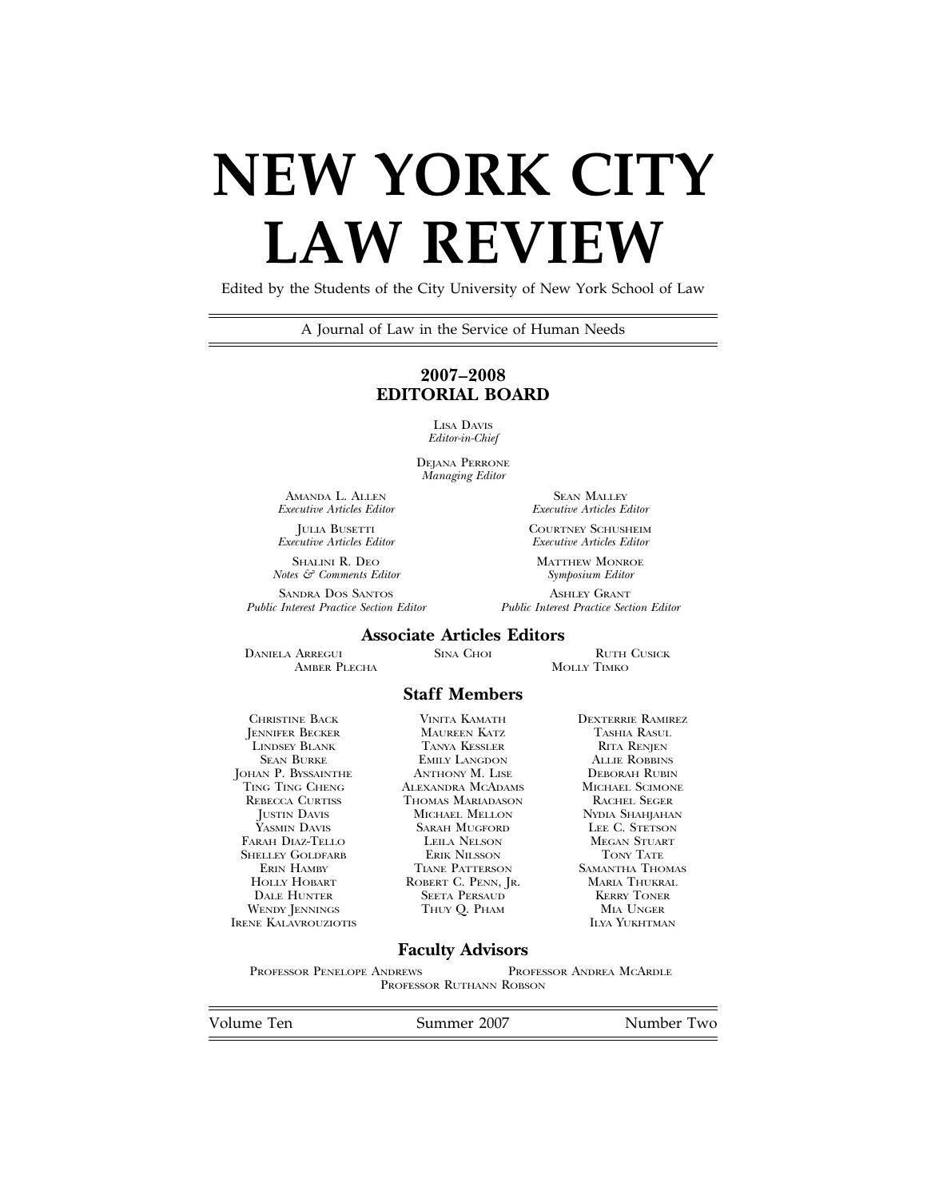# NEW YORK CITY LAW REVIEW

Edited by the Students of the City University of New York School of Law

A Journal of Law in the Service of Human Needs

## 2007–2008 EDITORIAL BOARD

Lisa Davis
*Editor-in-Chief*

Dejana Perrone
*Managing Editor*

Amanda L. Allen
*Executive Articles Editor*

Sean Malley
*Executive Articles Editor*

Julia Busetti
*Executive Articles Editor*

Courtney Schusheim
*Executive Articles Editor*

Shalini R. Deo
*Notes & Comments Editor*

Matthew Monroe
*Symposium Editor*

Sandra Dos Santos
*Public Interest Practice Section Editor*

Ashley Grant
*Public Interest Practice Section Editor*

### Associate Articles Editors

Daniela Arregui
Sina Choi
Ruth Cusick
Amber Plecha
Molly Timko

### Staff Members

Christine Back
Jennifer Becker
Lindsey Blank
Sean Burke
Johan P. Byssainthe
Ting Ting Cheng
Rebecca Curtiss
Justin Davis
Yasmin Davis
Farah Diaz-Tello
Shelley Goldfarb
Erin Hamby
Holly Hobart
Dale Hunter
Wendy Jennings
Irene Kalavrouziotis
Vinita Kamath
Maureen Katz
Tanya Kessler
Emily Langdon
Anthony M. Lise
Alexandra McAdams
Thomas Mariadason
Michael Mellon
Sarah Mugford
Leila Nelson
Erik Nilsson
Tiane Patterson
Robert C. Penn, Jr.
Seeta Persaud
Thuy Q. Pham
Dexterrie Ramirez
Tashia Rasul
Rita Renjen
Allie Robbins
Deborah Rubin
Michael Scimone
Rachel Seger
Nydia Shahjahan
Lee C. Stetson
Megan Stuart
Tony Tate
Samantha Thomas
Maria Thukral
Kerry Toner
Mia Unger
Ilya Yukhtman

### Faculty Advisors

Professor Penelope Andrews
Professor Andrea McArdle
Professor Ruthann Robson

Volume Ten | Summer 2007 | Number Two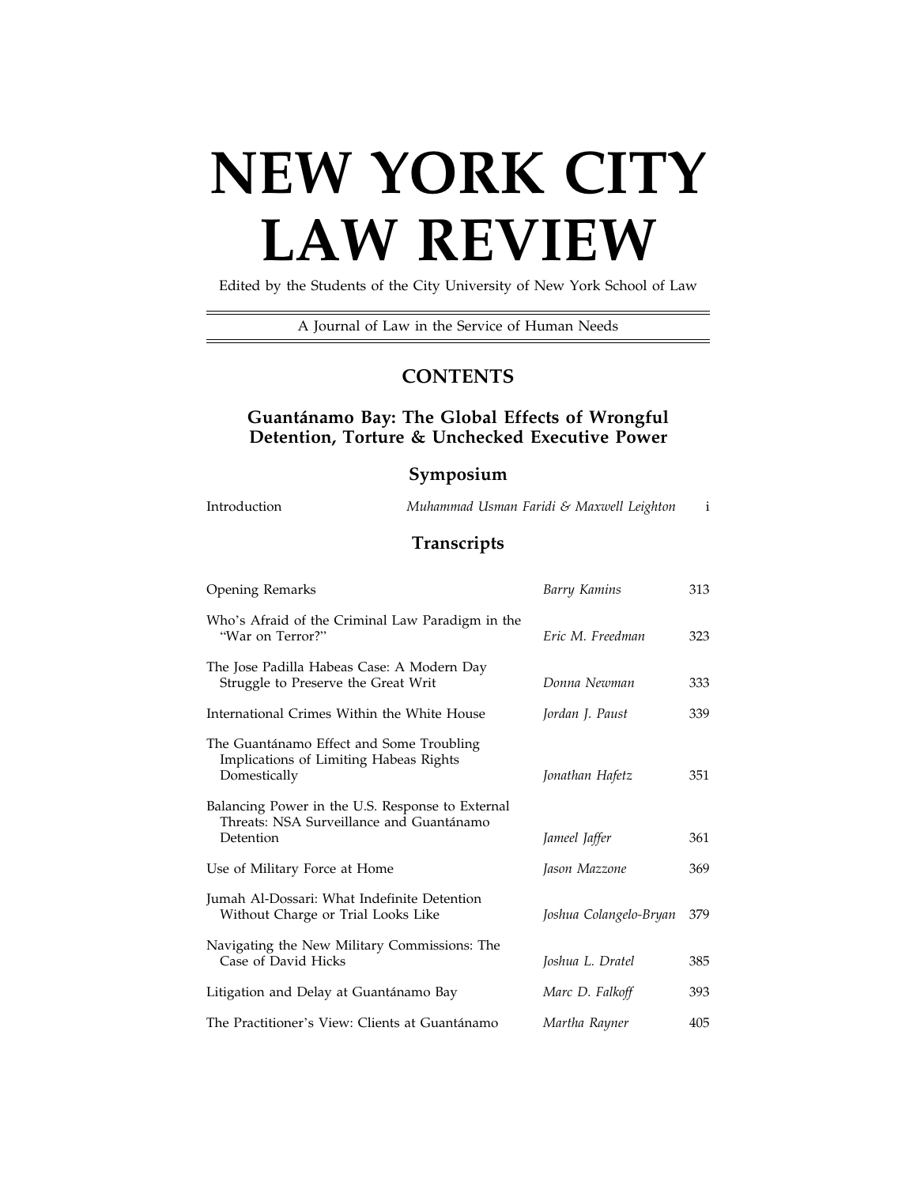# NEW YORK CITY LAW REVIEW

Edited by the Students of the City University of New York School of Law

A Journal of Law in the Service of Human Needs

## CONTENTS

### Guantánamo Bay: The Global Effects of Wrongful Detention, Torture & Unchecked Executive Power

### Symposium

| | | |
|---|---|---|
| Introduction | *Muhammad Usman Faridi & Maxwell Leighton* | i |

### Transcripts

| | | |
|---|---|---|
| Opening Remarks | *Barry Kamins* | 313 |
| Who's Afraid of the Criminal Law Paradigm in the "War on Terror?" | *Eric M. Freedman* | 323 |
| The Jose Padilla Habeas Case: A Modern Day Struggle to Preserve the Great Writ | *Donna Newman* | 333 |
| International Crimes Within the White House | *Jordan J. Paust* | 339 |
| The Guantánamo Effect and Some Troubling Implications of Limiting Habeas Rights Domestically | *Jonathan Hafetz* | 351 |
| Balancing Power in the U.S. Response to External Threats: NSA Surveillance and Guantánamo Detention | *Jameel Jaffer* | 361 |
| Use of Military Force at Home | *Jason Mazzone* | 369 |
| Jumah Al-Dossari: What Indefinite Detention Without Charge or Trial Looks Like | *Joshua Colangelo-Bryan* | 379 |
| Navigating the New Military Commissions: The Case of David Hicks | *Joshua L. Dratel* | 385 |
| Litigation and Delay at Guantánamo Bay | *Marc D. Falkoff* | 393 |
| The Practitioner's View: Clients at Guantánamo | *Martha Rayner* | 405 |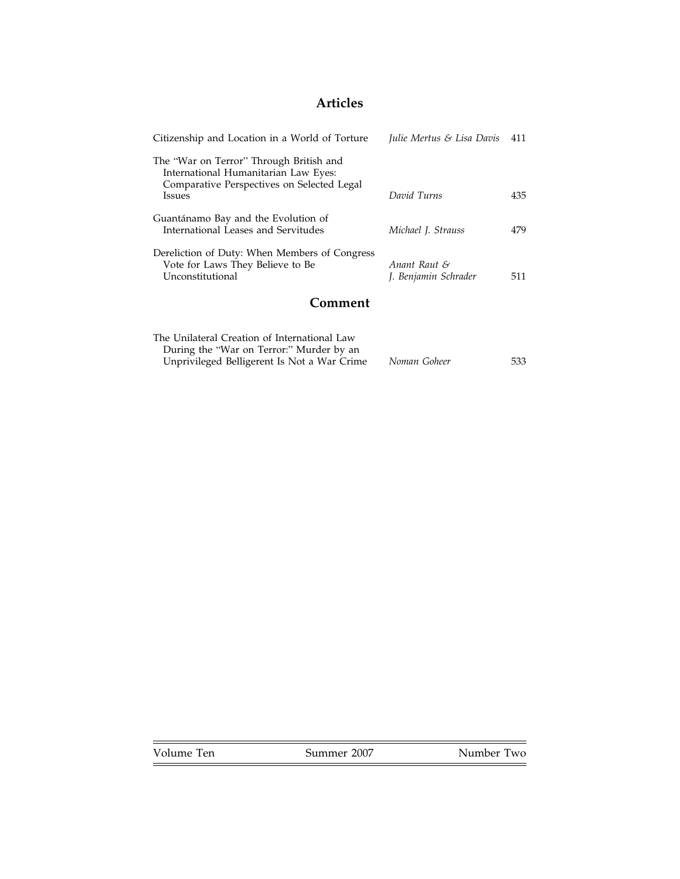## Articles

| | | |
|---|---|---|
| Citizenship and Location in a World of Torture | *Julie Mertus & Lisa Davis* | 411 |
| The "War on Terror" Through British and International Humanitarian Law Eyes: Comparative Perspectives on Selected Legal Issues | *David Turns* | 435 |
| Guantánamo Bay and the Evolution of International Leases and Servitudes | *Michael J. Strauss* | 479 |
| Dereliction of Duty: When Members of Congress Vote for Laws They Believe to Be Unconstitutional | *Anant Raut & J. Benjamin Schrader* | 511 |

## Comment

| | | |
|---|---|---|
| The Unilateral Creation of International Law During the "War on Terror:" Murder by an Unprivileged Belligerent Is Not a War Crime | *Noman Goheer* | 533 |

Volume Ten — Summer 2007 — Number Two